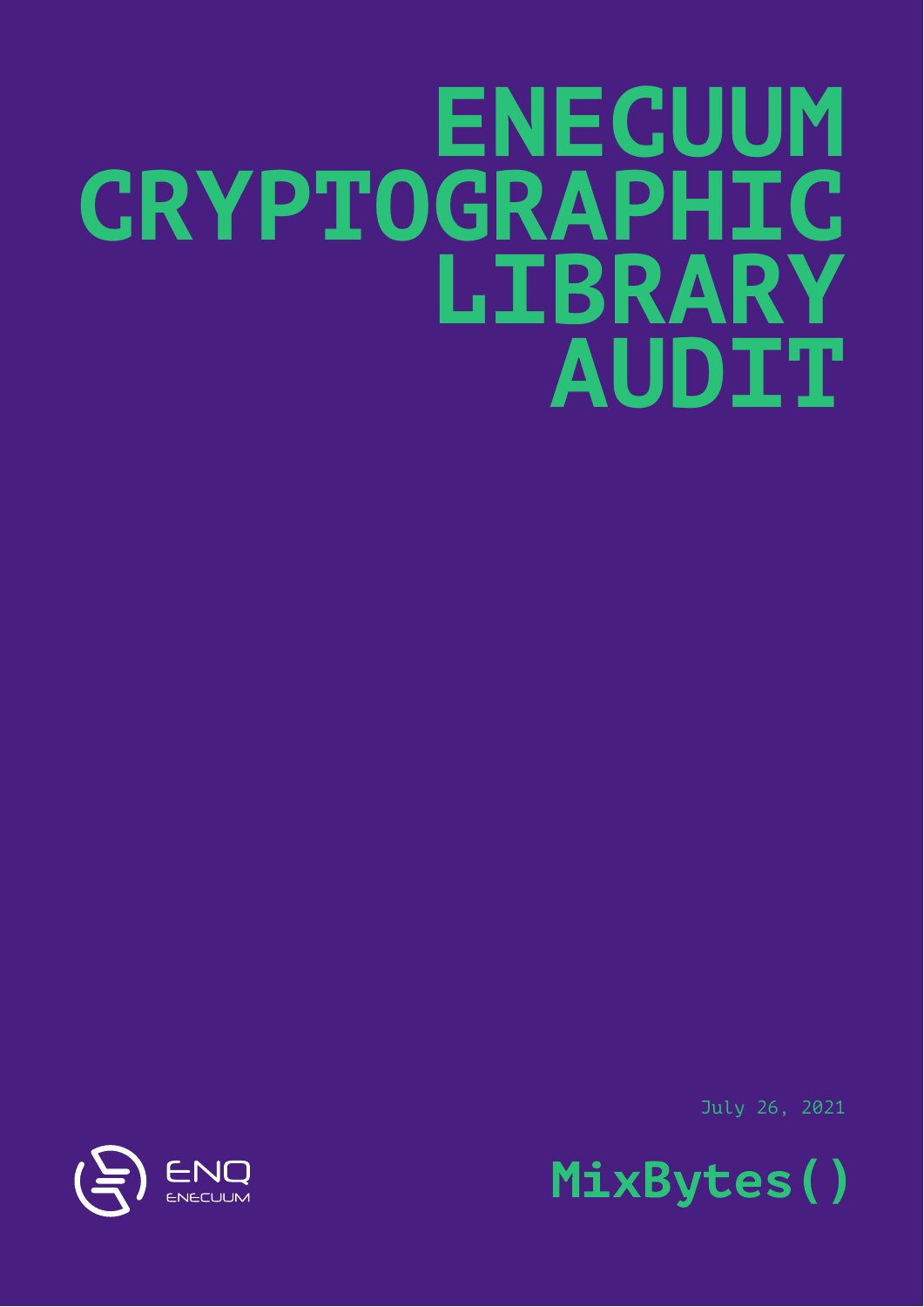# ENECUUM CRYPTOGRAPHIC LIBRARY AUDIT

July 26, 2021

ENQ
ENECUUM

MixBytes()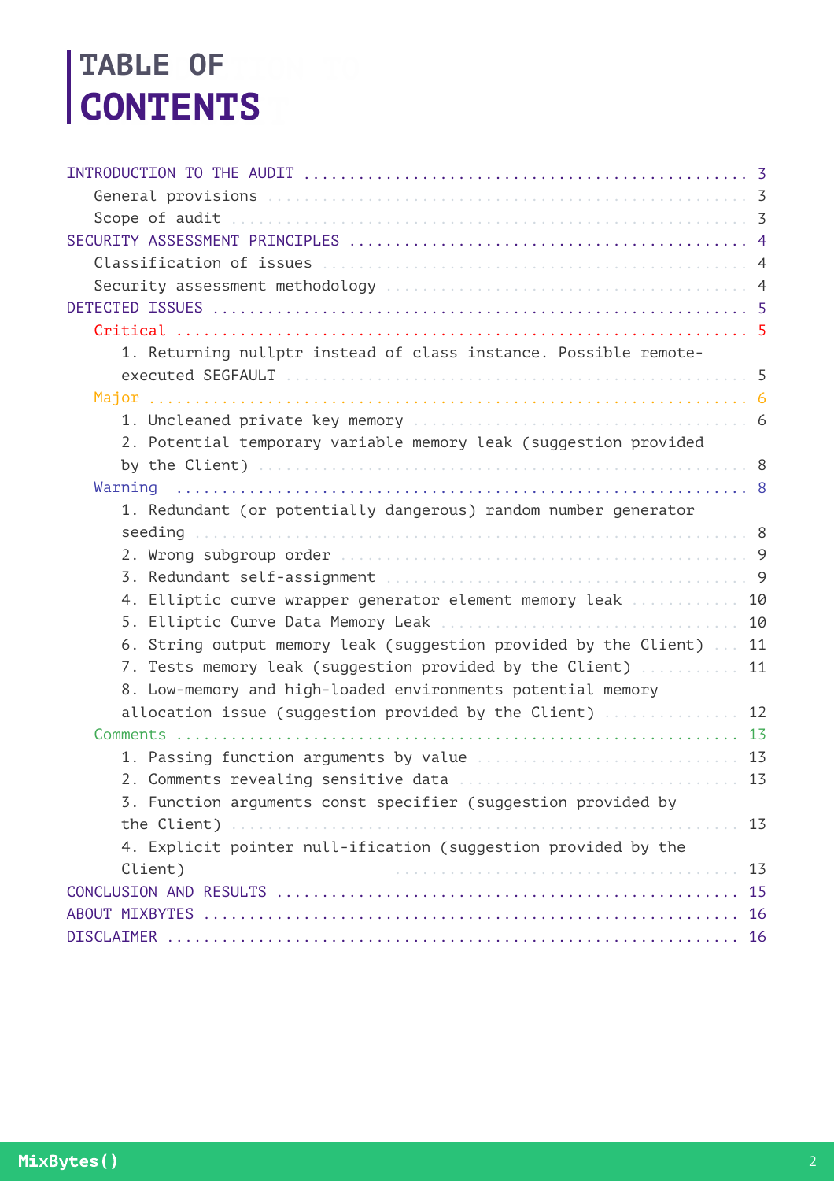# TABLE OF CONTENTS

- INTRODUCTION TO THE AUDIT ..... 3
  - General provisions ..... 3
  - Scope of audit ..... 3
- SECURITY ASSESSMENT PRINCIPLES ..... 4
  - Classification of issues ..... 4
  - Security assessment methodology ..... 4
- DETECTED ISSUES ..... 5
  - Critical ..... 5
    1. Returning nullptr instead of class instance. Possible remote-executed SEGFAULT ..... 5
  - Major ..... 6
    1. Uncleaned private key memory ..... 6
    2. Potential temporary variable memory leak (suggestion provided by the Client) ..... 8
  - Warning ..... 8
    1. Redundant (or potentially dangerous) random number generator seeding ..... 8
    2. Wrong subgroup order ..... 9
    3. Redundant self-assignment ..... 9
    4. Elliptic curve wrapper generator element memory leak ..... 10
    5. Elliptic Curve Data Memory Leak ..... 10
    6. String output memory leak (suggestion provided by the Client) ..... 11
    7. Tests memory leak (suggestion provided by the Client) ..... 11
    8. Low-memory and high-loaded environments potential memory allocation issue (suggestion provided by the Client) ..... 12
  - Comments ..... 13
    1. Passing function arguments by value ..... 13
    2. Comments revealing sensitive data ..... 13
    3. Function arguments const specifier (suggestion provided by the Client) ..... 13
    4. Explicit pointer null-ification (suggestion provided by the Client) ..... 13
- CONCLUSION AND RESULTS ..... 15
- ABOUT MIXBYTES ..... 16
- DISCLAIMER ..... 16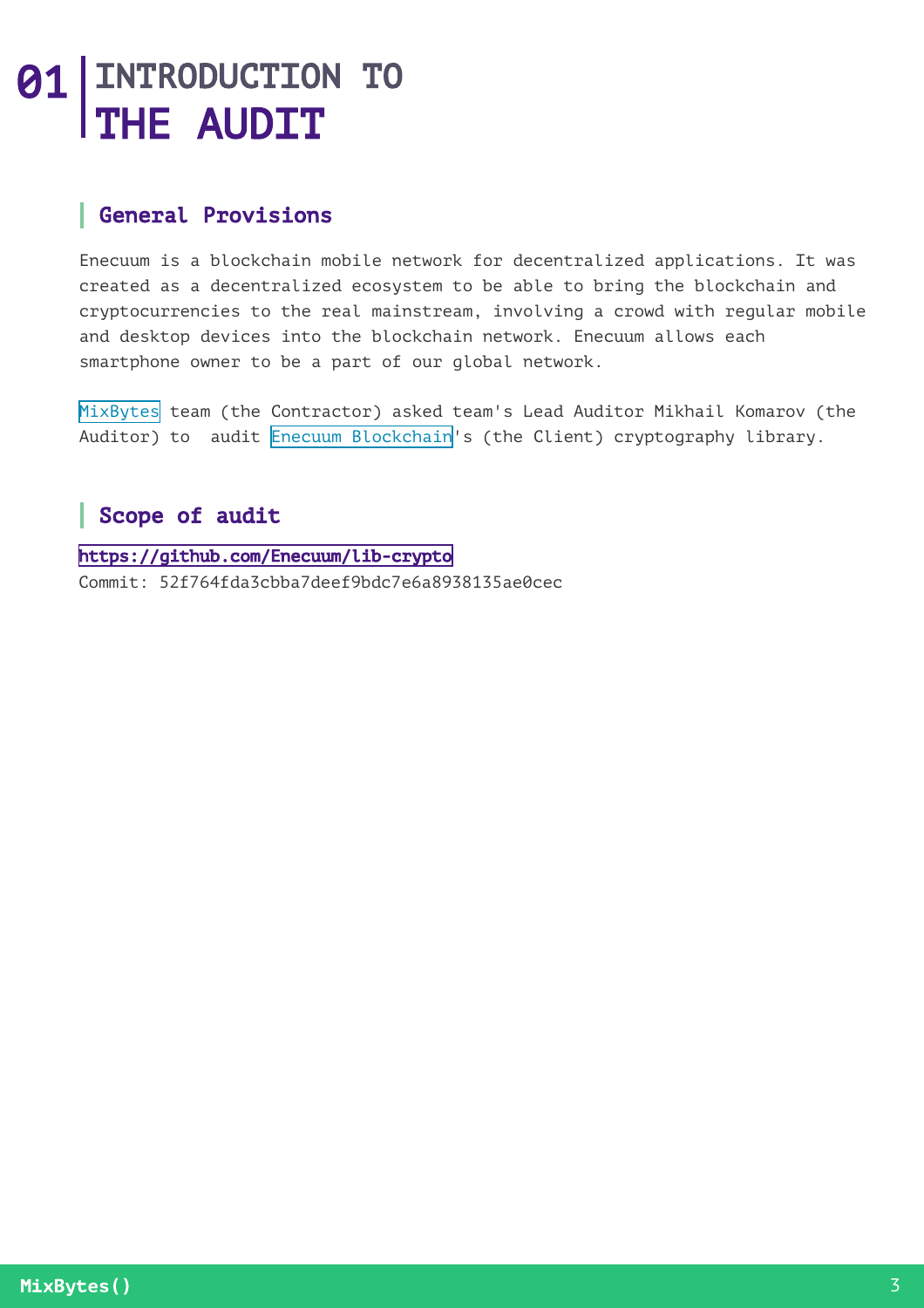# 01 INTRODUCTION TO THE AUDIT

## General Provisions

Enecuum is a blockchain mobile network for decentralized applications. It was created as a decentralized ecosystem to be able to bring the blockchain and cryptocurrencies to the real mainstream, involving a crowd with regular mobile and desktop devices into the blockchain network. Enecuum allows each smartphone owner to be a part of our global network.

MixBytes team (the Contractor) asked team's Lead Auditor Mikhail Komarov (the Auditor) to audit Enecuum Blockchain's (the Client) cryptography library.

## Scope of audit

**https://github.com/Enecuum/lib-crypto**
Commit: 52f764fda3cbba7deef9bdc7e6a8938135ae0cec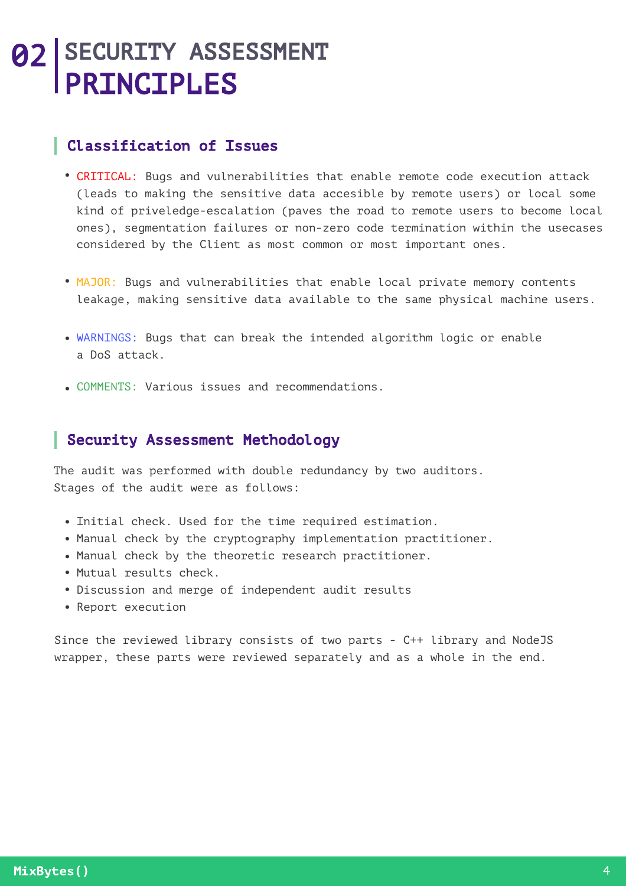# 02 SECURITY ASSESSMENT PRINCIPLES

## Classification of Issues

- CRITICAL: Bugs and vulnerabilities that enable remote code execution attack (leads to making the sensitive data accesible by remote users) or local some kind of priveledge-escalation (paves the road to remote users to become local ones), segmentation failures or non-zero code termination within the usecases considered by the Client as most common or most important ones.

- MAJOR: Bugs and vulnerabilities that enable local private memory contents leakage, making sensitive data available to the same physical machine users.

- WARNINGS: Bugs that can break the intended algorithm logic or enable a DoS attack.

- COMMENTS: Various issues and recommendations.

## Security Assessment Methodology

The audit was performed with double redundancy by two auditors.
Stages of the audit were as follows:

- Initial check. Used for the time required estimation.
- Manual check by the cryptography implementation practitioner.
- Manual check by the theoretic research practitioner.
- Mutual results check.
- Discussion and merge of independent audit results
- Report execution

Since the reviewed library consists of two parts - C++ library and NodeJS wrapper, these parts were reviewed separately and as a whole in the end.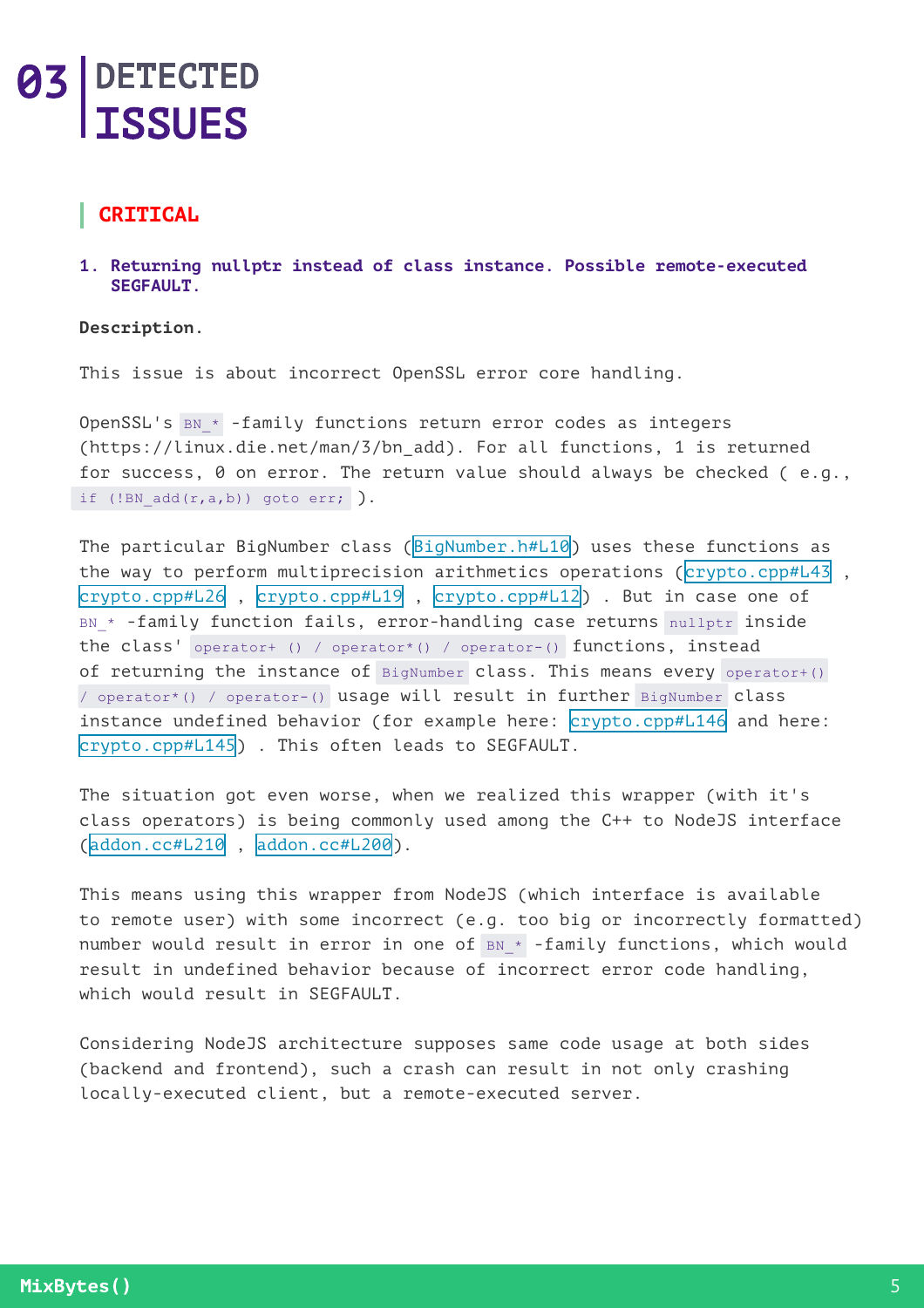# 03 DETECTED ISSUES

## CRITICAL

### 1. Returning nullptr instead of class instance. Possible remote-executed SEGFAULT.

**Description.**

This issue is about incorrect OpenSSL error core handling.

OpenSSL's `BN_*` -family functions return error codes as integers (https://linux.die.net/man/3/bn_add). For all functions, 1 is returned for success, 0 on error. The return value should always be checked ( e.g., `if (!BN_add(r,a,b)) goto err;` ).

The particular BigNumber class (BigNumber.h#L10) uses these functions as the way to perform multiprecision arithmetics operations (crypto.cpp#L43 , crypto.cpp#L26 , crypto.cpp#L19 , crypto.cpp#L12) . But in case one of `BN_*` -family function fails, error-handling case returns `nullptr` inside the class' `operator+ () / operator*() / operator-()` functions, instead of returning the instance of `BigNumber` class. This means every `operator+() / operator*() / operator-()` usage will result in further `BigNumber` class instance undefined behavior (for example here: crypto.cpp#L146 and here: crypto.cpp#L145) . This often leads to SEGFAULT.

The situation got even worse, when we realized this wrapper (with it's class operators) is being commonly used among the C++ to NodeJS interface (addon.cc#L210 , addon.cc#L200).

This means using this wrapper from NodeJS (which interface is available to remote user) with some incorrect (e.g. too big or incorrectly formatted) number would result in error in one of `BN_*` -family functions, which would result in undefined behavior because of incorrect error code handling, which would result in SEGFAULT.

Considering NodeJS architecture supposes same code usage at both sides (backend and frontend), such a crash can result in not only crashing locally-executed client, but a remote-executed server.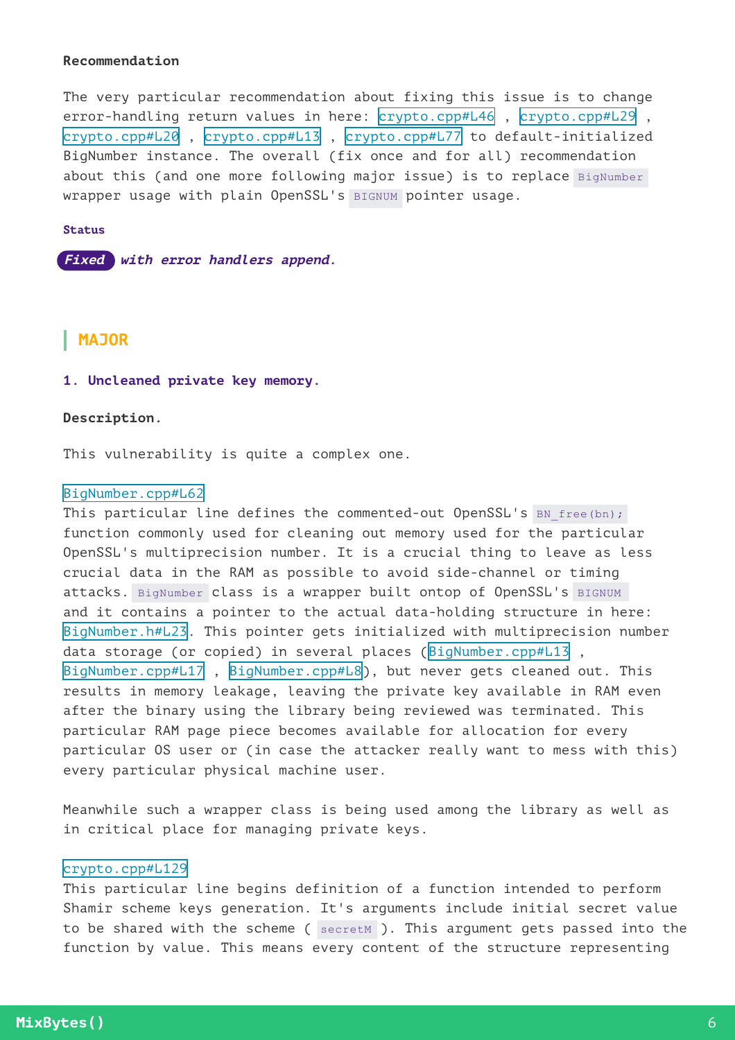**Recommendation**

The very particular recommendation about fixing this issue is to change error-handling return values in here: crypto.cpp#L46 , crypto.cpp#L29 , crypto.cpp#L20 , crypto.cpp#L13 , crypto.cpp#L77 to default-initialized BigNumber instance. The overall (fix once and for all) recommendation about this (and one more following major issue) is to replace `BigNumber` wrapper usage with plain OpenSSL's `BIGNUM` pointer usage.

**Status**

***Fixed with error handlers append.***

## MAJOR

### 1. Uncleaned private key memory.

**Description.**

This vulnerability is quite a complex one.

BigNumber.cpp#L62
This particular line defines the commented-out OpenSSL's `BN_free(bn);` function commonly used for cleaning out memory used for the particular OpenSSL's multiprecision number. It is a crucial thing to leave as less crucial data in the RAM as possible to avoid side-channel or timing attacks. `BigNumber` class is a wrapper built ontop of OpenSSL's `BIGNUM` and it contains a pointer to the actual data-holding structure in here: BigNumber.h#L23. This pointer gets initialized with multiprecision number data storage (or copied) in several places (BigNumber.cpp#L13 , BigNumber.cpp#L17 , BigNumber.cpp#L8), but never gets cleaned out. This results in memory leakage, leaving the private key available in RAM even after the binary using the library being reviewed was terminated. This particular RAM page piece becomes available for allocation for every particular OS user or (in case the attacker really want to mess with this) every particular physical machine user.

Meanwhile such a wrapper class is being used among the library as well as in critical place for managing private keys.

crypto.cpp#L129
This particular line begins definition of a function intended to perform Shamir scheme keys generation. It's arguments include initial secret value to be shared with the scheme ( `secretM` ). This argument gets passed into the function by value. This means every content of the structure representing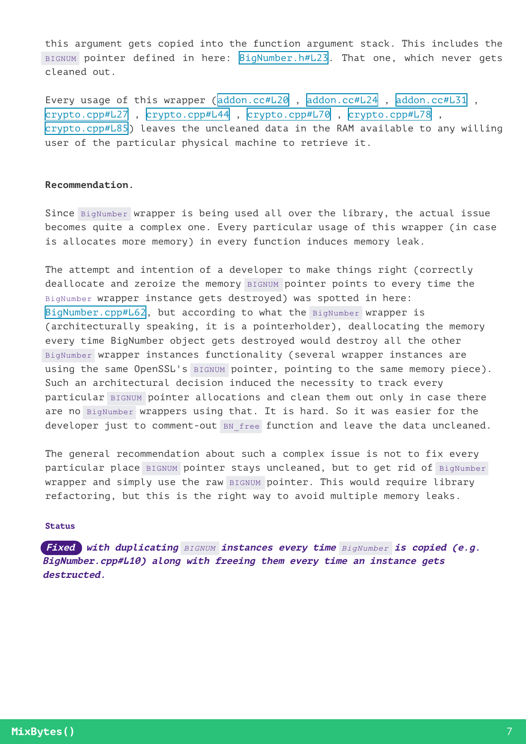this argument gets copied into the function argument stack. This includes the `BIGNUM` pointer defined in here: [BigNumber.h#L23]. That one, which never gets cleaned out.

Every usage of this wrapper ([addon.cc#L20] , [addon.cc#L24] , [addon.cc#L31] , [crypto.cpp#L27] , [crypto.cpp#L44] , [crypto.cpp#L70] , [crypto.cpp#L78] , [crypto.cpp#L85]) leaves the uncleaned data in the RAM available to any willing user of the particular physical machine to retrieve it.

**Recommendation.**

Since `BigNumber` wrapper is being used all over the library, the actual issue becomes quite a complex one. Every particular usage of this wrapper (in case is allocates more memory) in every function induces memory leak.

The attempt and intention of a developer to make things right (correctly deallocate and zeroize the memory `BIGNUM` pointer points to every time the `BigNumber` wrapper instance gets destroyed) was spotted in here: [BigNumber.cpp#L62], but according to what the `BigNumber` wrapper is (architecturally speaking, it is a pointerholder), deallocating the memory every time BigNumber object gets destroyed would destroy all the other `BigNumber` wrapper instances functionality (several wrapper instances are using the same OpenSSL's `BIGNUM` pointer, pointing to the same memory piece). Such an architectural decision induced the necessity to track every particular `BIGNUM` pointer allocations and clean them out only in case there are no `BigNumber` wrappers using that. It is hard. So it was easier for the developer just to comment-out `BN_free` function and leave the data uncleaned.

The general recommendation about such a complex issue is not to fix every particular place `BIGNUM` pointer stays uncleaned, but to get rid of `BigNumber` wrapper and simply use the raw `BIGNUM` pointer. This would require library refactoring, but this is the right way to avoid multiple memory leaks.

**Status**

***Fixed** with duplicating `BIGNUM` instances every time `BigNumber` is copied (e.g. BigNumber.cpp#L10) along with freeing them every time an instance gets destructed.*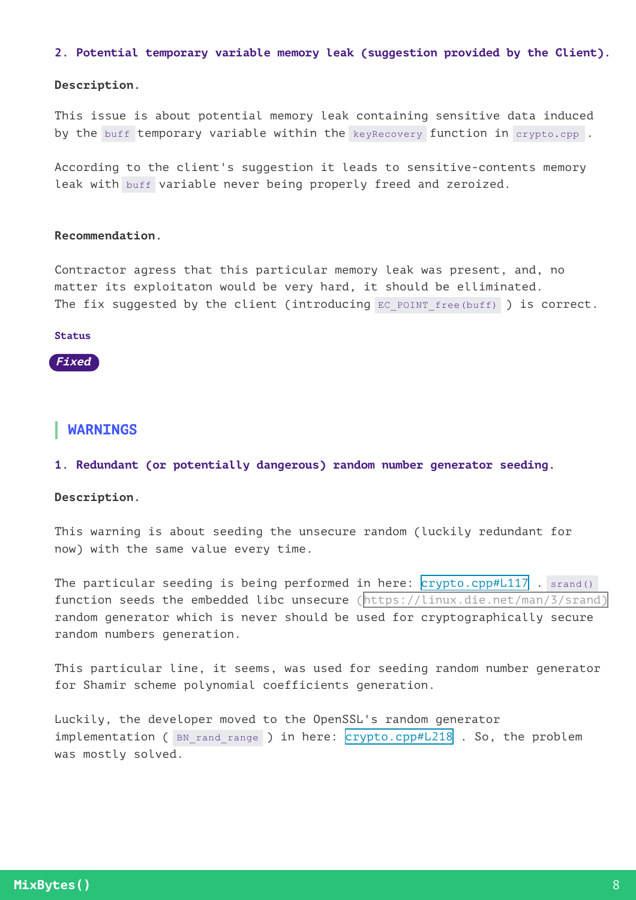### 2. Potential temporary variable memory leak (suggestion provided by the Client).

**Description.**

This issue is about potential memory leak containing sensitive data induced by the `buff` temporary variable within the `keyRecovery` function in `crypto.cpp` .

According to the client's suggestion it leads to sensitive-contents memory leak with `buff` variable never being properly freed and zeroized.

**Recommendation.**

Contractor agress that this particular memory leak was present, and, no matter its exploitaton would be very hard, it should be elliminated.
The fix suggested by the client (introducing `EC_POINT_free(buff)` ) is correct.

**Status**

*Fixed*

## WARNINGS

### 1. Redundant (or potentially dangerous) random number generator seeding.

**Description.**

This warning is about seeding the unsecure random (luckily redundant for now) with the same value every time.

The particular seeding is being performed in here: crypto.cpp#L117 . `srand()` function seeds the embedded libc unsecure (https://linux.die.net/man/3/srand) random generator which is never should be used for cryptographically secure random numbers generation.

This particular line, it seems, was used for seeding random number generator for Shamir scheme polynomial coefficients generation.

Luckily, the developer moved to the OpenSSL's random generator implementation ( `BN_rand_range` ) in here: crypto.cpp#L218 . So, the problem was mostly solved.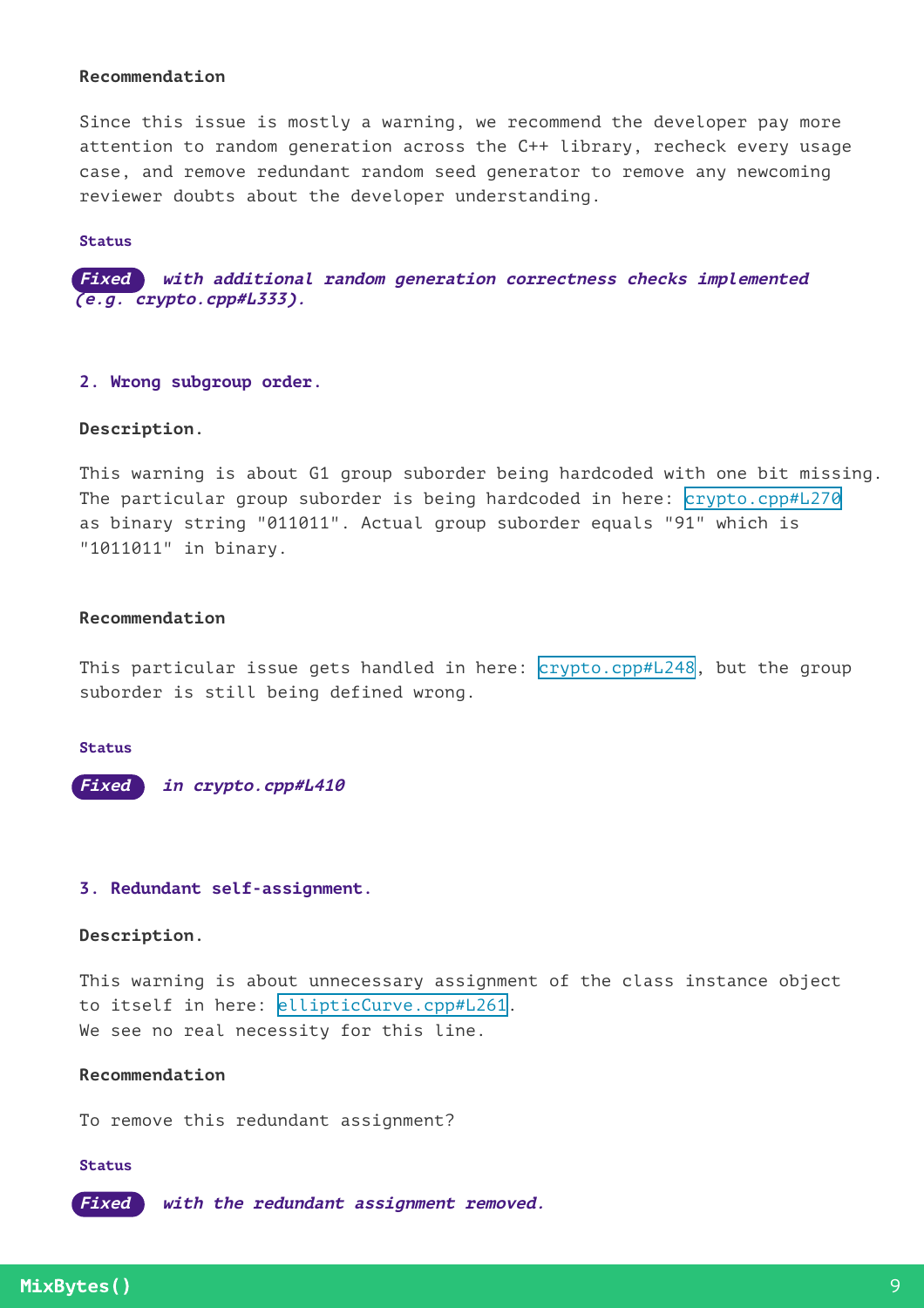**Recommendation**

Since this issue is mostly a warning, we recommend the developer pay more attention to random generation across the C++ library, recheck every usage case, and remove redundant random seed generator to remove any newcoming reviewer doubts about the developer understanding.

**Status**

***Fixed*** ***with additional random generation correctness checks implemented (e.g. crypto.cpp#L333).***

### 2. Wrong subgroup order.

**Description.**

This warning is about G1 group suborder being hardcoded with one bit missing. The particular group suborder is being hardcoded in here: crypto.cpp#L270 as binary string "011011". Actual group suborder equals "91" which is "1011011" in binary.

**Recommendation**

This particular issue gets handled in here: crypto.cpp#L248, but the group suborder is still being defined wrong.

**Status**

***Fixed*** ***in crypto.cpp#L410***

### 3. Redundant self-assignment.

**Description.**

This warning is about unnecessary assignment of the class instance object to itself in here: ellipticCurve.cpp#L261.
We see no real necessity for this line.

**Recommendation**

To remove this redundant assignment?

**Status**

***Fixed*** ***with the redundant assignment removed.***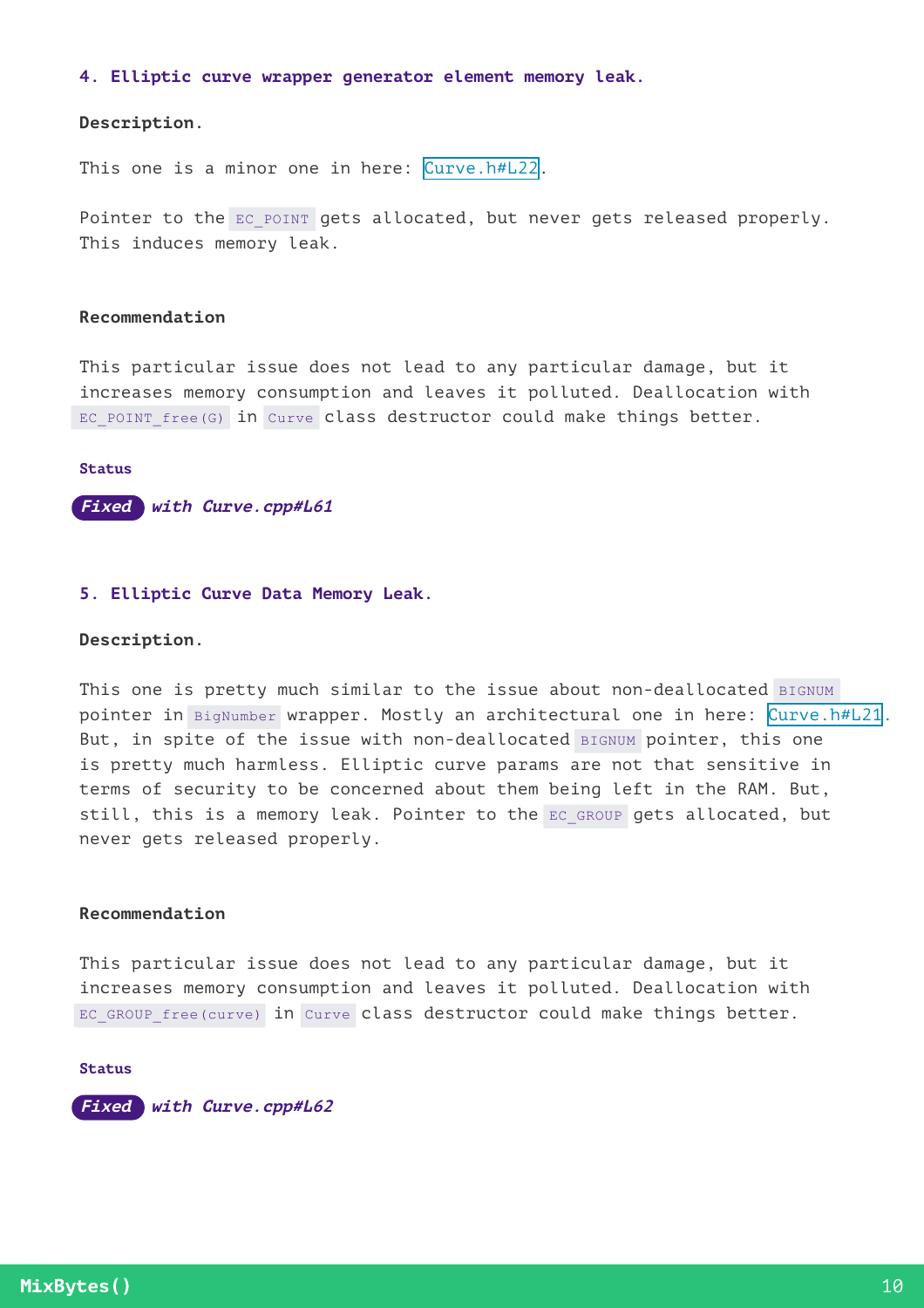#### 4. Elliptic curve wrapper generator element memory leak.

**Description.**

This one is a minor one in here: [Curve.h#L22].

Pointer to the `EC_POINT` gets allocated, but never gets released properly. This induces memory leak.

**Recommendation**

This particular issue does not lead to any particular damage, but it increases memory consumption and leaves it polluted. Deallocation with `EC_POINT_free(G)` in `Curve` class destructor could make things better.

**Status**

***Fixed** with Curve.cpp#L61*

#### 5. Elliptic Curve Data Memory Leak.

**Description.**

This one is pretty much similar to the issue about non-deallocated `BIGNUM` pointer in `BigNumber` wrapper. Mostly an architectural one in here: [Curve.h#L21]. But, in spite of the issue with non-deallocated `BIGNUM` pointer, this one is pretty much harmless. Elliptic curve params are not that sensitive in terms of security to be concerned about them being left in the RAM. But, still, this is a memory leak. Pointer to the `EC_GROUP` gets allocated, but never gets released properly.

**Recommendation**

This particular issue does not lead to any particular damage, but it increases memory consumption and leaves it polluted. Deallocation with `EC_GROUP_free(curve)` in `Curve` class destructor could make things better.

**Status**

***Fixed** with Curve.cpp#L62*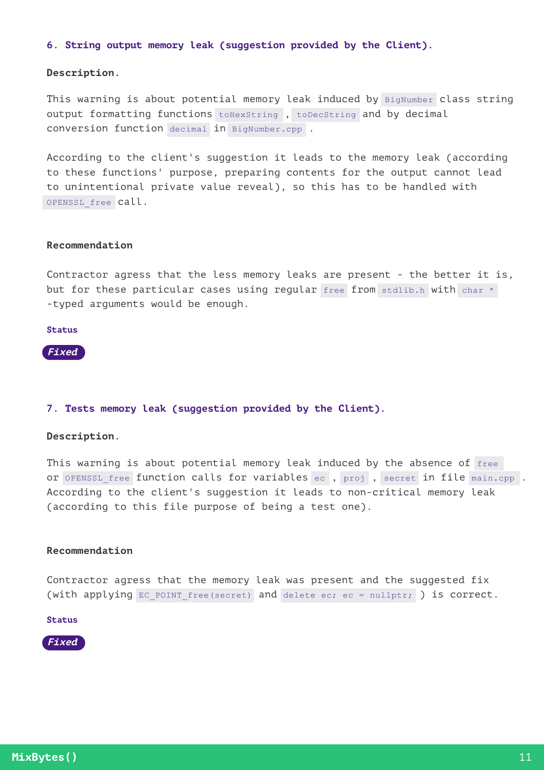### 6. String output memory leak (suggestion provided by the Client).

**Description.**

This warning is about potential memory leak induced by `BigNumber` class string output formatting functions `toHexString` , `toDecString` and by decimal conversion function `decimal` in `BigNumber.cpp` .

According to the client's suggestion it leads to the memory leak (according to these functions' purpose, preparing contents for the output cannot lead to unintentional private value reveal), so this has to be handled with `OPENSSL_free` call.

**Recommendation**

Contractor agress that the less memory leaks are present - the better it is, but for these particular cases using regular `free` from `stdlib.h` with `char *` -typed arguments would be enough.

**Status**

***Fixed***

### 7. Tests memory leak (suggestion provided by the Client).

**Description.**

This warning is about potential memory leak induced by the absence of `free` or `OPENSSL_free` function calls for variables `ec` , `proj` , `secret` in file `main.cpp` . According to the client's suggestion it leads to non-critical memory leak (according to this file purpose of being a test one).

**Recommendation**

Contractor agress that the memory leak was present and the suggested fix (with applying `EC_POINT_free(secret)` and `delete ec; ec = nullptr;` ) is correct.

**Status**

***Fixed***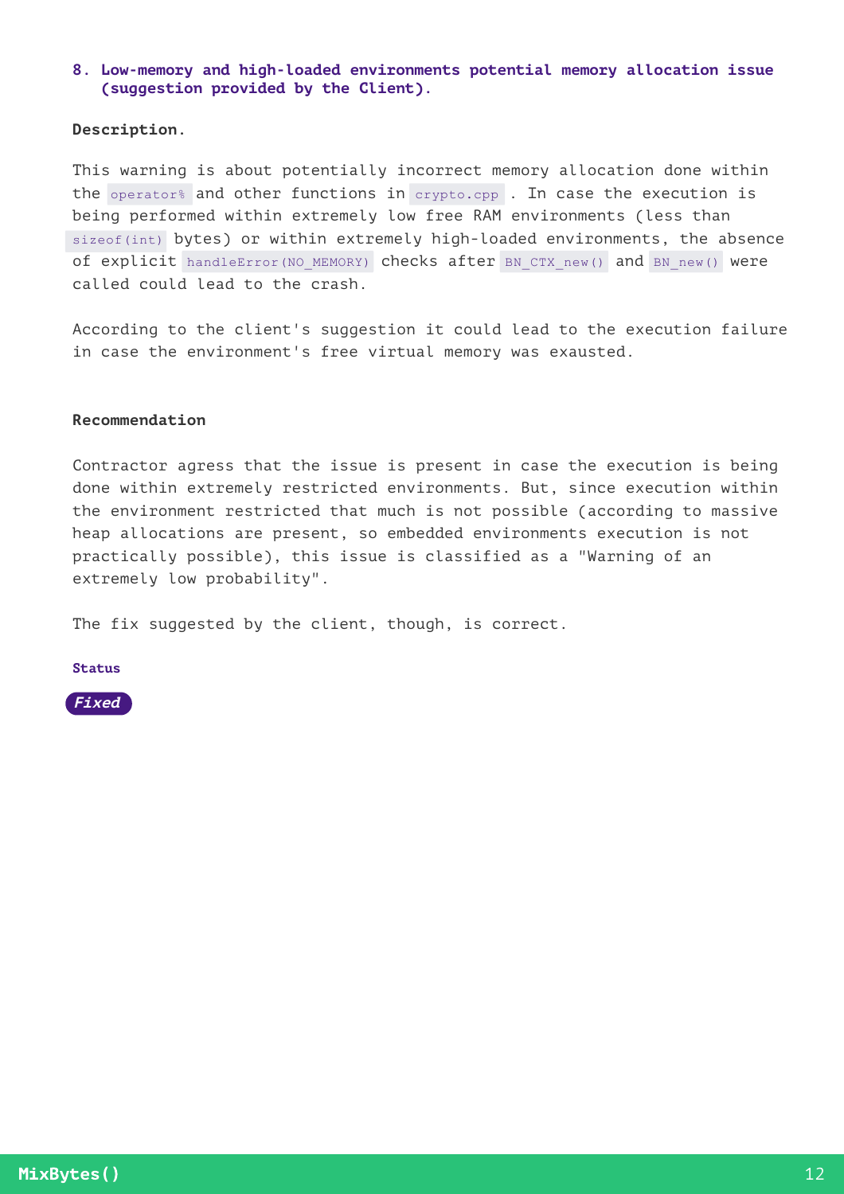### 8. Low-memory and high-loaded environments potential memory allocation issue (suggestion provided by the Client).

**Description.**

This warning is about potentially incorrect memory allocation done within the `operator%` and other functions in `crypto.cpp` . In case the execution is being performed within extremely low free RAM environments (less than `sizeof(int)` bytes) or within extremely high-loaded environments, the absence of explicit `handleError(NO_MEMORY)` checks after `BN_CTX_new()` and `BN_new()` were called could lead to the crash.

According to the client's suggestion it could lead to the execution failure in case the environment's free virtual memory was exausted.

**Recommendation**

Contractor agress that the issue is present in case the execution is being done within extremely restricted environments. But, since execution within the environment restricted that much is not possible (according to massive heap allocations are present, so embedded environments execution is not practically possible), this issue is classified as a "Warning of an extremely low probability".

The fix suggested by the client, though, is correct.

**Status**

***Fixed***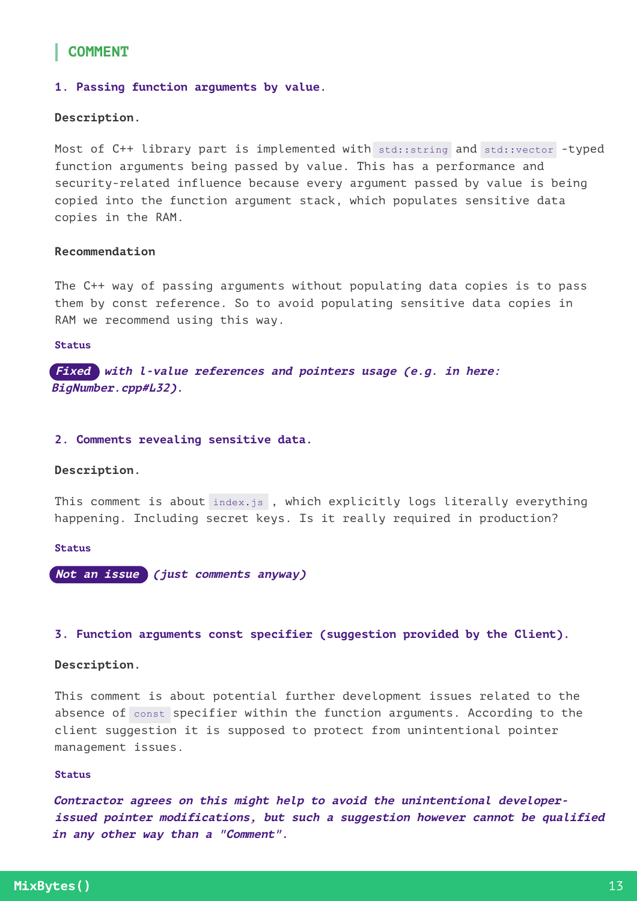## COMMENT

### 1. Passing function arguments by value.

**Description.**

Most of C++ library part is implemented with `std::string` and `std::vector` -typed function arguments being passed by value. This has a performance and security-related influence because every argument passed by value is being copied into the function argument stack, which populates sensitive data copies in the RAM.

**Recommendation**

The C++ way of passing arguments without populating data copies is to pass them by const reference. So to avoid populating sensitive data copies in RAM we recommend using this way.

**Status**

***Fixed** with l-value references and pointers usage (e.g. in here: BigNumber.cpp#L32).*

### 2. Comments revealing sensitive data.

**Description.**

This comment is about `index.js` , which explicitly logs literally everything happening. Including secret keys. Is it really required in production?

**Status**

***Not an issue** (just comments anyway)*

### 3. Function arguments const specifier (suggestion provided by the Client).

**Description.**

This comment is about potential further development issues related to the absence of `const` specifier within the function arguments. According to the client suggestion it is supposed to protect from unintentional pointer management issues.

**Status**

***Contractor agrees on this might help to avoid the unintentional developer-issued pointer modifications, but such a suggestion however cannot be qualified in any other way than a "Comment".***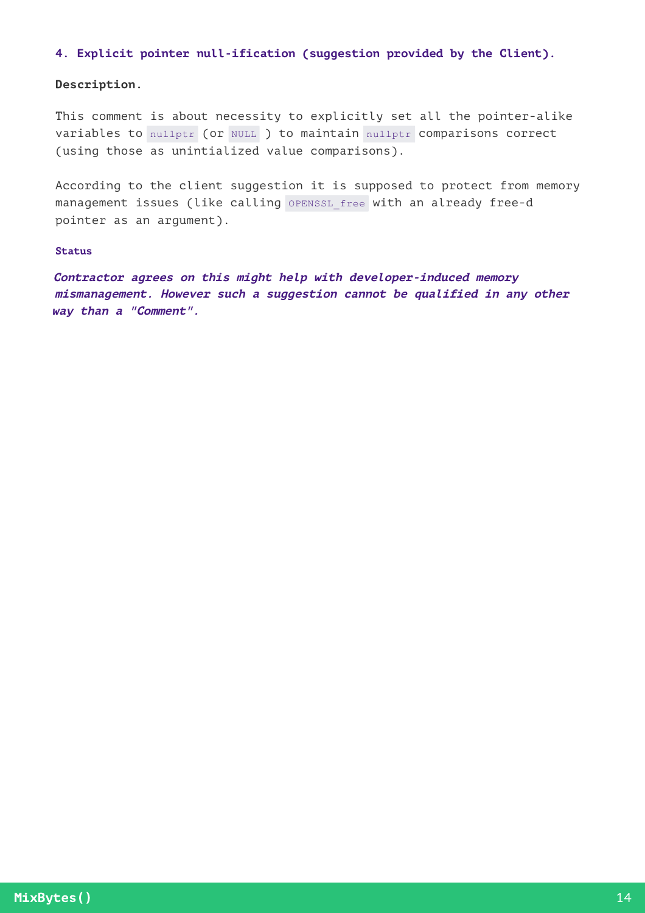#### 4. Explicit pointer null-ification (suggestion provided by the Client).

**Description.**

This comment is about necessity to explicitly set all the pointer-alike variables to `nullptr` (or `NULL` ) to maintain `nullptr` comparisons correct (using those as unintialized value comparisons).

According to the client suggestion it is supposed to protect from memory management issues (like calling `OPENSSL_free` with an already free-d pointer as an argument).

**Status**

***Contractor agrees on this might help with developer-induced memory mismanagement. However such a suggestion cannot be qualified in any other way than a "Comment".***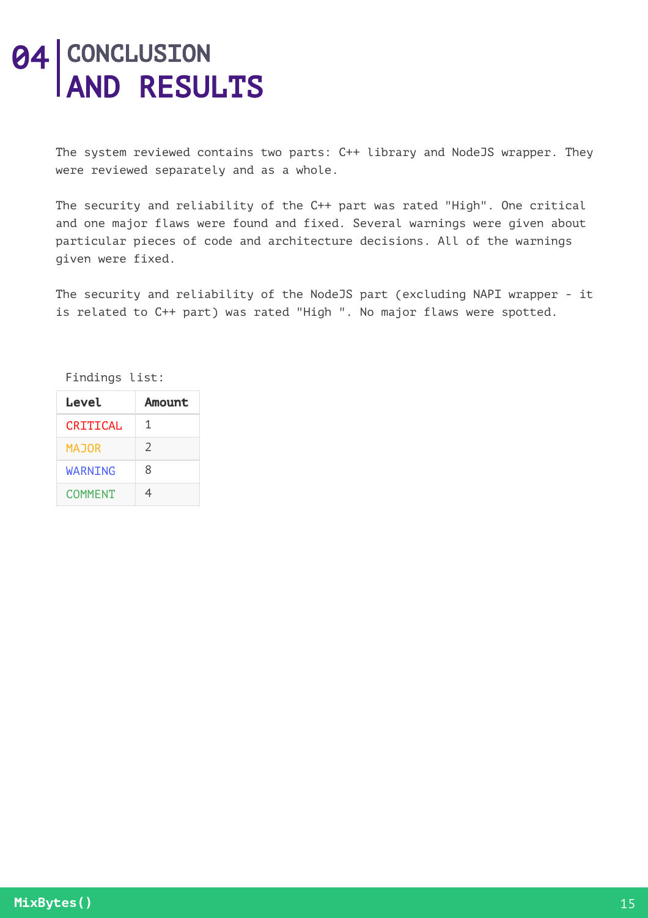# 04 CONCLUSION AND RESULTS

The system reviewed contains two parts: C++ library and NodeJS wrapper. They were reviewed separately and as a whole.

The security and reliability of the C++ part was rated "High". One critical and one major flaws were found and fixed. Several warnings were given about particular pieces of code and architecture decisions. All of the warnings given were fixed.

The security and reliability of the NodeJS part (excluding NAPI wrapper - it is related to C++ part) was rated "High ". No major flaws were spotted.

Findings list:

| Level | Amount |
| --- | --- |
| CRITICAL | 1 |
| MAJOR | 2 |
| WARNING | 8 |
| COMMENT | 4 |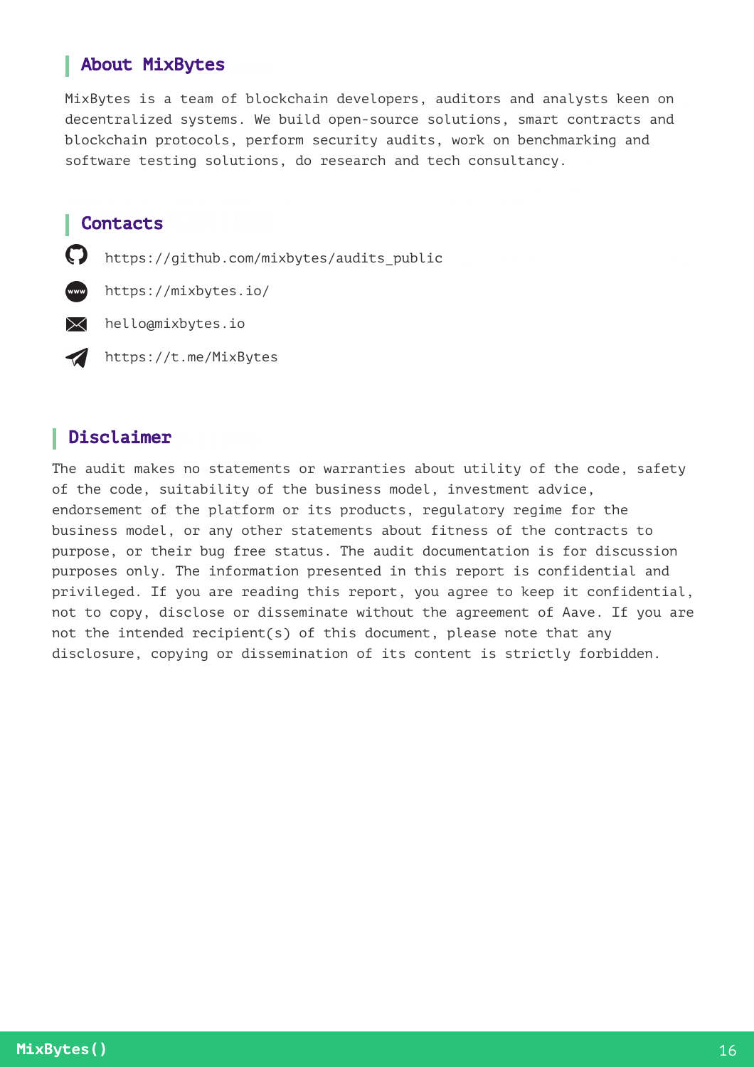## About MixBytes

MixBytes is a team of blockchain developers, auditors and analysts keen on decentralized systems. We build open-source solutions, smart contracts and blockchain protocols, perform security audits, work on benchmarking and software testing solutions, do research and tech consultancy.

## Contacts

https://github.com/mixbytes/audits_public

https://mixbytes.io/

hello@mixbytes.io

https://t.me/MixBytes

## Disclaimer

The audit makes no statements or warranties about utility of the code, safety of the code, suitability of the business model, investment advice, endorsement of the platform or its products, regulatory regime for the business model, or any other statements about fitness of the contracts to purpose, or their bug free status. The audit documentation is for discussion purposes only. The information presented in this report is confidential and privileged. If you are reading this report, you agree to keep it confidential, not to copy, disclose or disseminate without the agreement of Aave. If you are not the intended recipient(s) of this document, please note that any disclosure, copying or dissemination of its content is strictly forbidden.